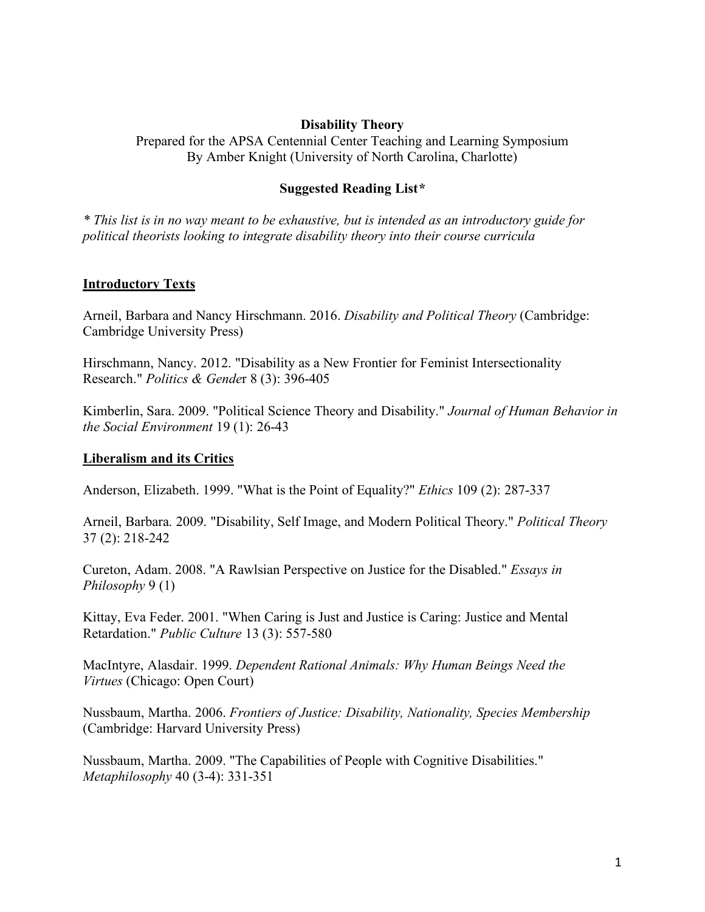**Disability Theory**

Prepared for the APSA Centennial Center Teaching and Learning Symposium
By Amber Knight (University of North Carolina, Charlotte)

**Suggested Reading List***

*\* This list is in no way meant to be exhaustive, but is intended as an introductory guide for political theorists looking to integrate disability theory into their course curricula*

## Introductory Texts

Arneil, Barbara and Nancy Hirschmann. 2016. *Disability and Political Theory* (Cambridge: Cambridge University Press)

Hirschmann, Nancy. 2012. "Disability as a New Frontier for Feminist Intersectionality Research." *Politics & Gender* 8 (3): 396-405

Kimberlin, Sara. 2009. "Political Science Theory and Disability." *Journal of Human Behavior in the Social Environment* 19 (1): 26-43

## Liberalism and its Critics

Anderson, Elizabeth. 1999. "What is the Point of Equality?" *Ethics* 109 (2): 287-337

Arneil, Barbara. 2009. "Disability, Self Image, and Modern Political Theory." *Political Theory* 37 (2): 218-242

Cureton, Adam. 2008. "A Rawlsian Perspective on Justice for the Disabled." *Essays in Philosophy* 9 (1)

Kittay, Eva Feder. 2001. "When Caring is Just and Justice is Caring: Justice and Mental Retardation." *Public Culture* 13 (3): 557-580

MacIntyre, Alasdair. 1999. *Dependent Rational Animals: Why Human Beings Need the Virtues* (Chicago: Open Court)

Nussbaum, Martha. 2006. *Frontiers of Justice: Disability, Nationality, Species Membership* (Cambridge: Harvard University Press)

Nussbaum, Martha. 2009. "The Capabilities of People with Cognitive Disabilities." *Metaphilosophy* 40 (3-4): 331-351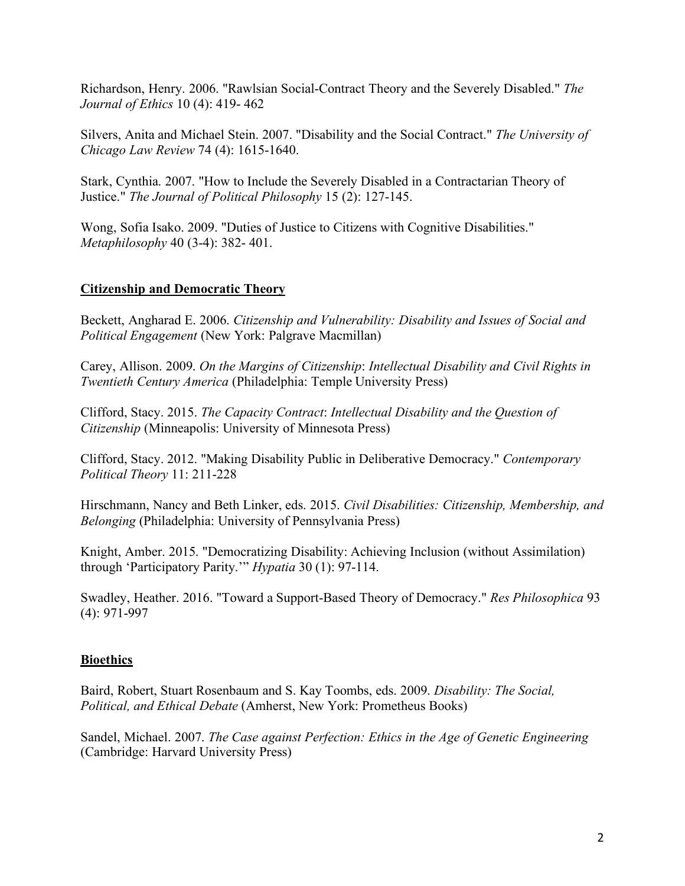Richardson, Henry. 2006. "Rawlsian Social-Contract Theory and the Severely Disabled." *The Journal of Ethics* 10 (4): 419- 462

Silvers, Anita and Michael Stein. 2007. "Disability and the Social Contract." *The University of Chicago Law Review* 74 (4): 1615-1640.

Stark, Cynthia. 2007. "How to Include the Severely Disabled in a Contractarian Theory of Justice." *The Journal of Political Philosophy* 15 (2): 127-145.

Wong, Sofia Isako. 2009. "Duties of Justice to Citizens with Cognitive Disabilities." *Metaphilosophy* 40 (3-4): 382- 401.

## Citizenship and Democratic Theory

Beckett, Angharad E. 2006. *Citizenship and Vulnerability: Disability and Issues of Social and Political Engagement* (New York: Palgrave Macmillan)

Carey, Allison. 2009. *On the Margins of Citizenship*: *Intellectual Disability and Civil Rights in Twentieth Century America* (Philadelphia: Temple University Press)

Clifford, Stacy. 2015. *The Capacity Contract*: *Intellectual Disability and the Question of Citizenship* (Minneapolis: University of Minnesota Press)

Clifford, Stacy. 2012. "Making Disability Public in Deliberative Democracy." *Contemporary Political Theory* 11: 211-228

Hirschmann, Nancy and Beth Linker, eds. 2015. *Civil Disabilities: Citizenship, Membership, and Belonging* (Philadelphia: University of Pennsylvania Press)

Knight, Amber. 2015. "Democratizing Disability: Achieving Inclusion (without Assimilation) through 'Participatory Parity.'" *Hypatia* 30 (1): 97-114.

Swadley, Heather. 2016. "Toward a Support-Based Theory of Democracy." *Res Philosophica* 93 (4): 971-997

## Bioethics

Baird, Robert, Stuart Rosenbaum and S. Kay Toombs, eds. 2009. *Disability: The Social, Political, and Ethical Debate* (Amherst, New York: Prometheus Books)

Sandel, Michael. 2007. *The Case against Perfection: Ethics in the Age of Genetic Engineering* (Cambridge: Harvard University Press)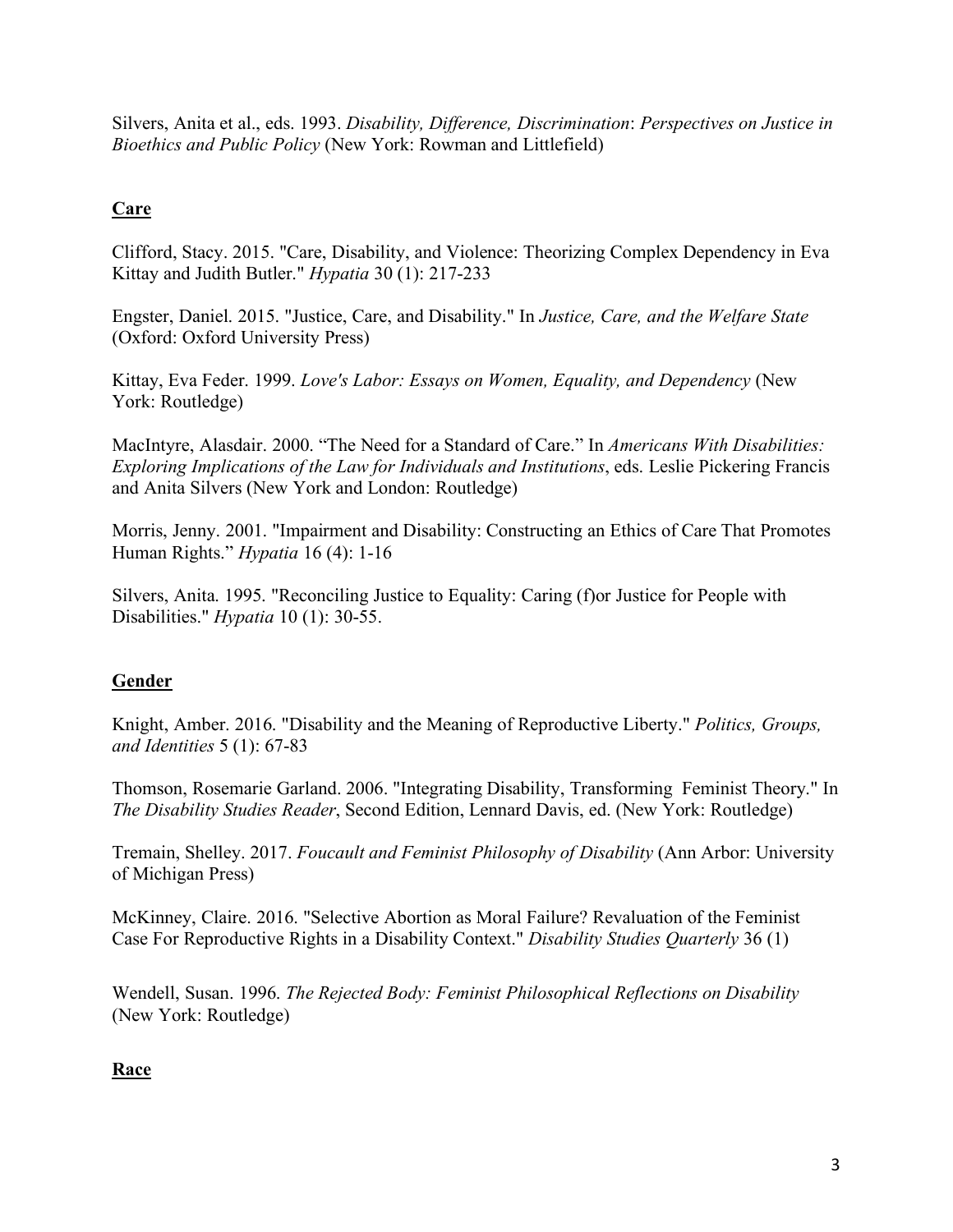Silvers, Anita et al., eds. 1993. *Disability, Difference, Discrimination*: *Perspectives on Justice in Bioethics and Public Policy* (New York: Rowman and Littlefield)

## Care

Clifford, Stacy. 2015. "Care, Disability, and Violence: Theorizing Complex Dependency in Eva Kittay and Judith Butler." *Hypatia* 30 (1): 217-233

Engster, Daniel. 2015. "Justice, Care, and Disability." In *Justice, Care, and the Welfare State* (Oxford: Oxford University Press)

Kittay, Eva Feder. 1999. *Love's Labor: Essays on Women, Equality, and Dependency* (New York: Routledge)

MacIntyre, Alasdair. 2000. "The Need for a Standard of Care." In *Americans With Disabilities: Exploring Implications of the Law for Individuals and Institutions*, eds. Leslie Pickering Francis and Anita Silvers (New York and London: Routledge)

Morris, Jenny. 2001. "Impairment and Disability: Constructing an Ethics of Care That Promotes Human Rights." *Hypatia* 16 (4): 1-16

Silvers, Anita. 1995. "Reconciling Justice to Equality: Caring (f)or Justice for People with Disabilities." *Hypatia* 10 (1): 30-55.

## Gender

Knight, Amber. 2016. "Disability and the Meaning of Reproductive Liberty." *Politics, Groups, and Identities* 5 (1): 67-83

Thomson, Rosemarie Garland. 2006. "Integrating Disability, Transforming Feminist Theory." In *The Disability Studies Reader*, Second Edition, Lennard Davis, ed. (New York: Routledge)

Tremain, Shelley. 2017. *Foucault and Feminist Philosophy of Disability* (Ann Arbor: University of Michigan Press)

McKinney, Claire. 2016. "Selective Abortion as Moral Failure? Revaluation of the Feminist Case For Reproductive Rights in a Disability Context." *Disability Studies Quarterly* 36 (1)

Wendell, Susan. 1996. *The Rejected Body: Feminist Philosophical Reflections on Disability* (New York: Routledge)

## Race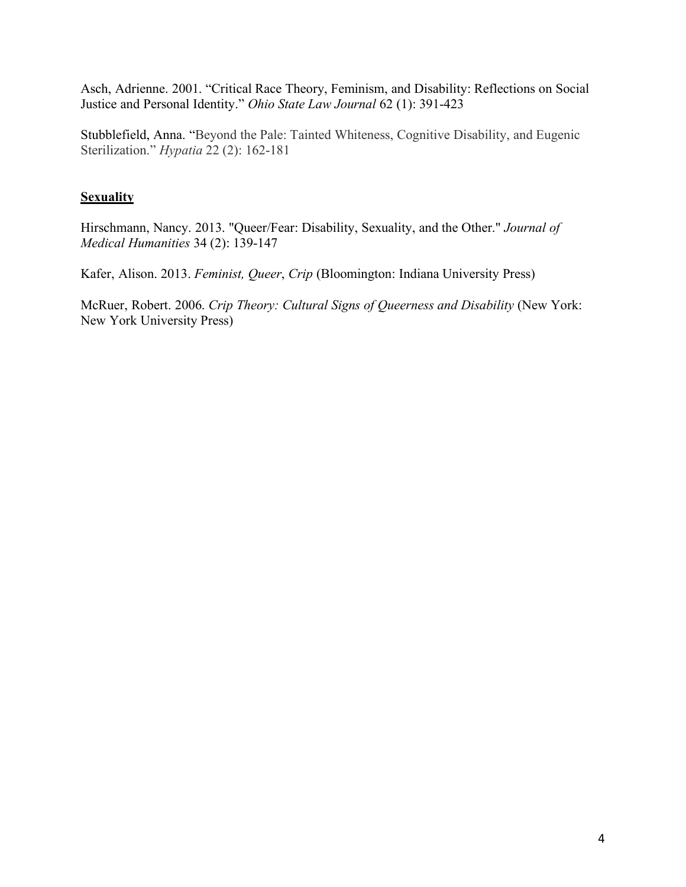Asch, Adrienne. 2001. "Critical Race Theory, Feminism, and Disability: Reflections on Social Justice and Personal Identity." *Ohio State Law Journal* 62 (1): 391-423

Stubblefield, Anna. "Beyond the Pale: Tainted Whiteness, Cognitive Disability, and Eugenic Sterilization." *Hypatia* 22 (2): 162-181

**Sexuality**

Hirschmann, Nancy. 2013. "Queer/Fear: Disability, Sexuality, and the Other." *Journal of Medical Humanities* 34 (2): 139-147

Kafer, Alison. 2013. *Feminist, Queer*, *Crip* (Bloomington: Indiana University Press)

McRuer, Robert. 2006. *Crip Theory: Cultural Signs of Queerness and Disability* (New York: New York University Press)